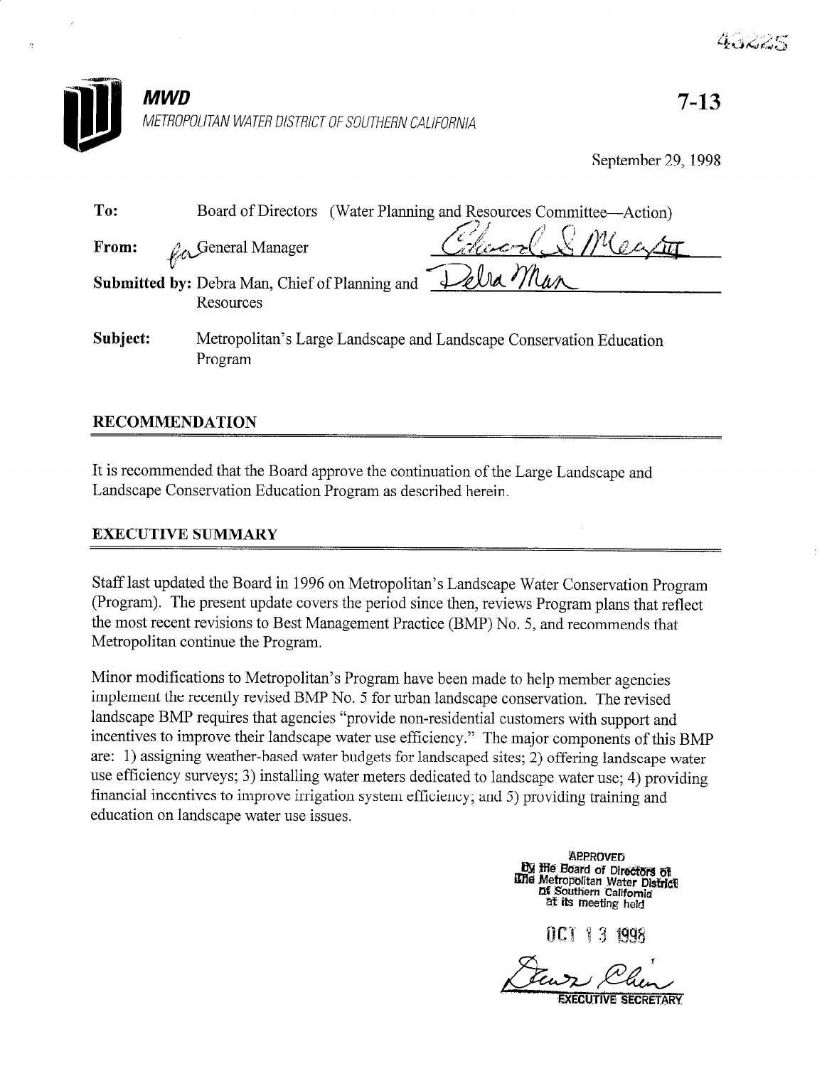**MWD**

METROPOLITAN WATER DISTRICT OF SOUTHERN CALIFORNIA

**7-13**

September 29, 1998

**To:** Board of Directors (Water Planning and Resources Committee—Action)

**From:** for General Manager

**Submitted by:** Debra Man, Chief of Planning and Resources

**Subject:** Metropolitan's Large Landscape and Landscape Conservation Education Program

## RECOMMENDATION

It is recommended that the Board approve the continuation of the Large Landscape and Landscape Conservation Education Program as described herein.

## EXECUTIVE SUMMARY

Staff last updated the Board in 1996 on Metropolitan's Landscape Water Conservation Program (Program). The present update covers the period since then, reviews Program plans that reflect the most recent revisions to Best Management Practice (BMP) No. 5, and recommends that Metropolitan continue the Program.

Minor modifications to Metropolitan's Program have been made to help member agencies implement the recently revised BMP No. 5 for urban landscape conservation. The revised landscape BMP requires that agencies "provide non-residential customers with support and incentives to improve their landscape water use efficiency." The major components of this BMP are: 1) assigning weather-based water budgets for landscaped sites; 2) offering landscape water use efficiency surveys; 3) installing water meters dedicated to landscape water use; 4) providing financial incentives to improve irrigation system efficiency; and 5) providing training and education on landscape water use issues.

APPROVED
By the Board of Directors of
The Metropolitan Water District
of Southern California
at its meeting held

OCT 13 1998

EXECUTIVE SECRETARY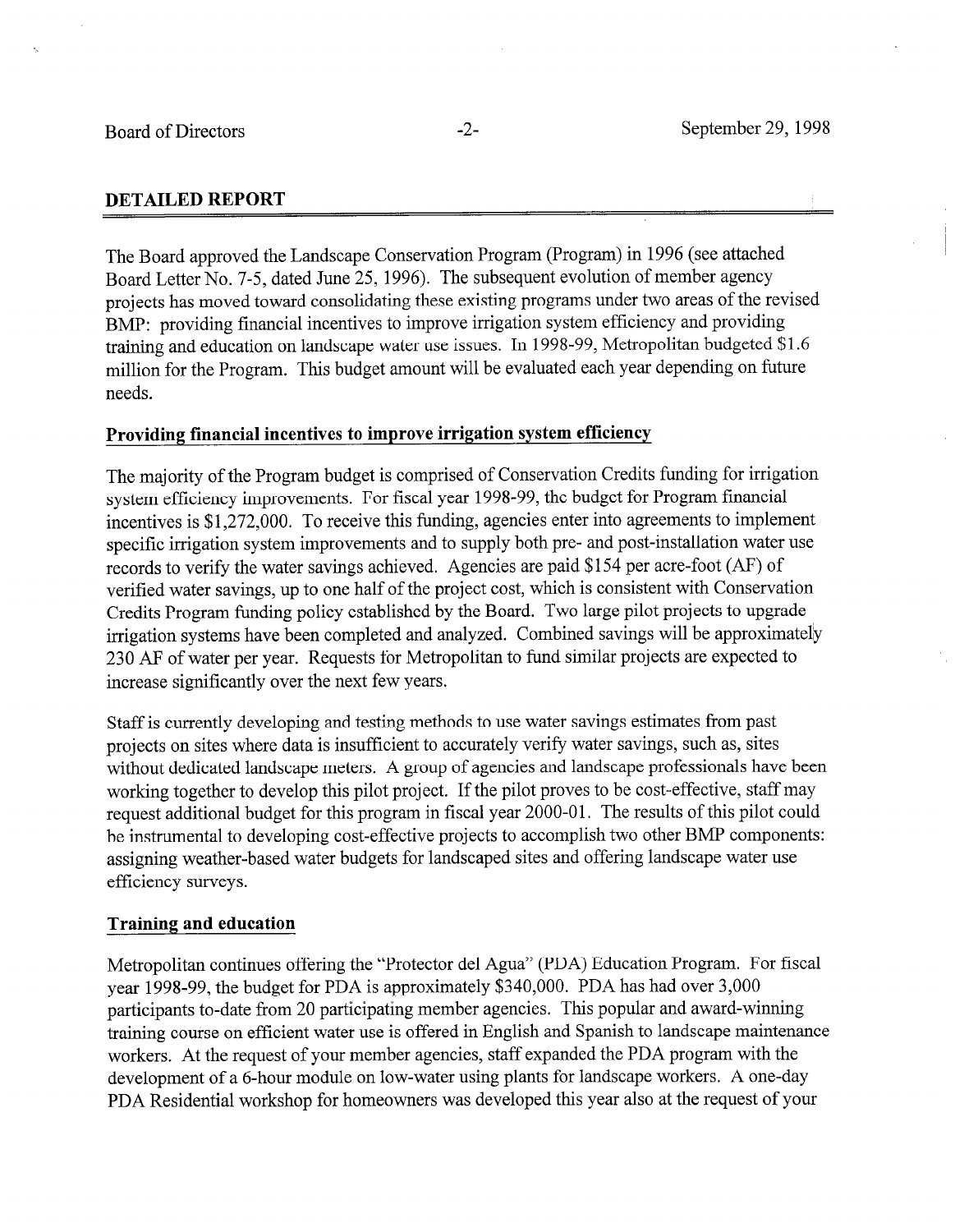## DETAILED REPORT

The Board approved the Landscape Conservation Program (Program) in 1996 (see attached Board Letter No. 7-5, dated June 25, 1996). The subsequent evolution of member agency projects has moved toward consolidating these existing programs under two areas of the revised BMP: providing financial incentives to improve irrigation system efficiency and providing training and education on landscape water use issues. In 1998-99, Metropolitan budgeted $1.6 million for the Program. This budget amount will be evaluated each year depending on future needs.

### Providing financial incentives to improve irrigation system efficiency

The majority of the Program budget is comprised of Conservation Credits funding for irrigation system efficiency improvements. For fiscal year 1998-99, the budget for Program financial incentives is $1,272,000. To receive this funding, agencies enter into agreements to implement specific irrigation system improvements and to supply both pre- and post-installation water use records to verify the water savings achieved. Agencies are paid $154 per acre-foot (AF) of verified water savings, up to one half of the project cost, which is consistent with Conservation Credits Program funding policy established by the Board. Two large pilot projects to upgrade irrigation systems have been completed and analyzed. Combined savings will be approximately 230 AF of water per year. Requests for Metropolitan to fund similar projects are expected to increase significantly over the next few years.

Staff is currently developing and testing methods to use water savings estimates from past projects on sites where data is insufficient to accurately verify water savings, such as, sites without dedicated landscape meters. A group of agencies and landscape professionals have been working together to develop this pilot project. If the pilot proves to be cost-effective, staff may request additional budget for this program in fiscal year 2000-01. The results of this pilot could be instrumental to developing cost-effective projects to accomplish two other BMP components: assigning weather-based water budgets for landscaped sites and offering landscape water use efficiency surveys.

### Training and education

Metropolitan continues offering the "Protector del Agua" (PDA) Education Program. For fiscal year 1998-99, the budget for PDA is approximately $340,000. PDA has had over 3,000 participants to-date from 20 participating member agencies. This popular and award-winning training course on efficient water use is offered in English and Spanish to landscape maintenance workers. At the request of your member agencies, staff expanded the PDA program with the development of a 6-hour module on low-water using plants for landscape workers. A one-day PDA Residential workshop for homeowners was developed this year also at the request of your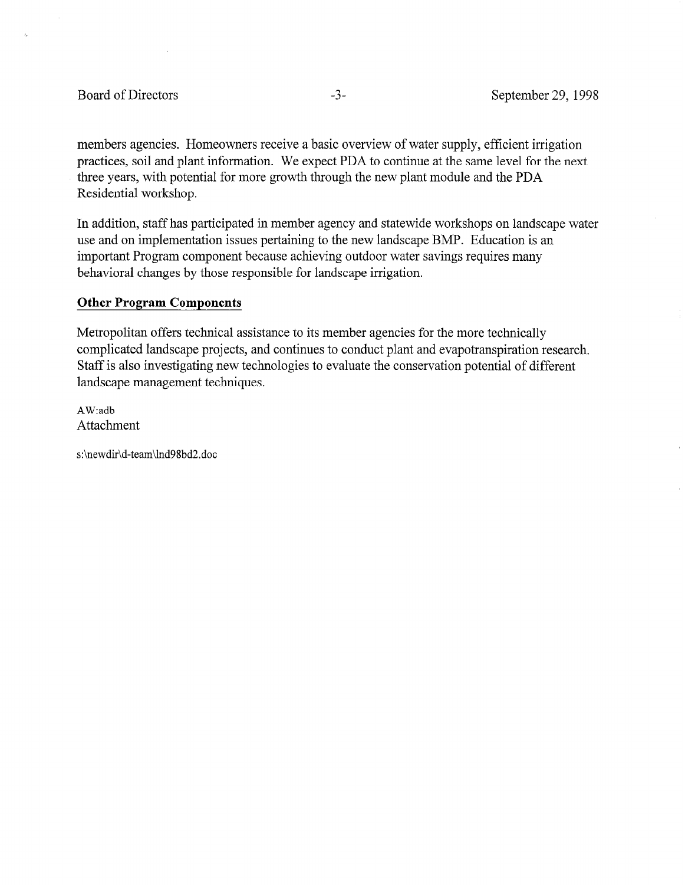members agencies. Homeowners receive a basic overview of water supply, efficient irrigation practices, soil and plant information. We expect PDA to continue at the same level for the next three years, with potential for more growth through the new plant module and the PDA Residential workshop.

In addition, staff has participated in member agency and statewide workshops on landscape water use and on implementation issues pertaining to the new landscape BMP. Education is an important Program component because achieving outdoor water savings requires many behavioral changes by those responsible for landscape irrigation.

## Other Program Components

Metropolitan offers technical assistance to its member agencies for the more technically complicated landscape projects, and continues to conduct plant and evapotranspiration research. Staff is also investigating new technologies to evaluate the conservation potential of different landscape management techniques.

AW:adb
Attachment

s:\newdir\d-team\lnd98bd2.doc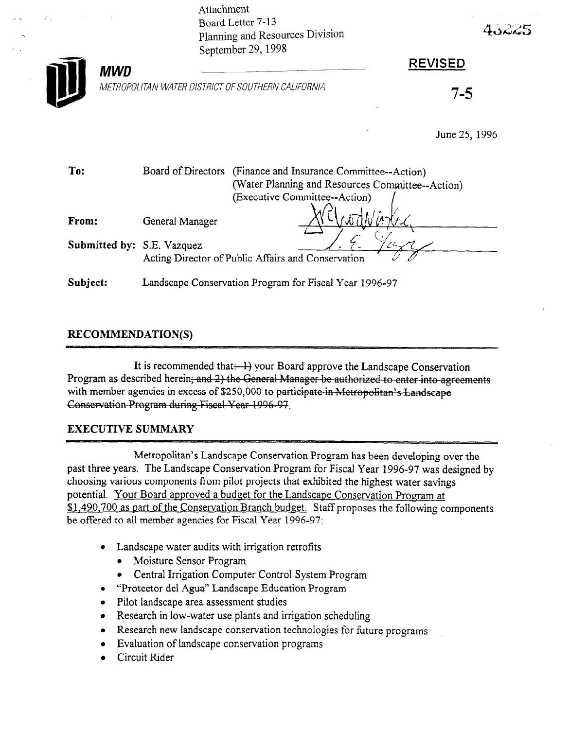Attachment
Board Letter 7-13
Planning and Resources Division
September 29, 1998

43225

**MWD**

*METROPOLITAN WATER DISTRICT OF SOUTHERN CALIFORNIA*

**REVISED**

**7-5**

June 25, 1996

| | | |
|---|---|---|
| **To:** | Board of Directors | (Finance and Insurance Committee--Action)<br>(Water Planning and Resources Committee--Action)<br>(Executive Committee--Action) |
| **From:** | General Manager | |
| **Submitted by:** | S.E. Vazquez<br>Acting Director of Public Affairs and Conservation | |
| **Subject:** | Landscape Conservation Program for Fiscal Year 1996-97 | |

## RECOMMENDATION(S)

It is recommended that: ~~1)~~ your Board approve the Landscape Conservation Program as described herein~~; and 2) the General Manager be authorized to enter into agreements with member agencies in excess of $250,000 to participate in Metropolitan's Landscape Conservation Program during Fiscal Year 1996-97~~.

## EXECUTIVE SUMMARY

Metropolitan's Landscape Conservation Program has been developing over the past three years. The Landscape Conservation Program for Fiscal Year 1996-97 was designed by choosing various components from pilot projects that exhibited the highest water savings potential. Your Board approved a budget for the Landscape Conservation Program at $1,490,700 as part of the Conservation Branch budget. Staff proposes the following components be offered to all member agencies for Fiscal Year 1996-97:

- Landscape water audits with irrigation retrofits
  - Moisture Sensor Program
  - Central Irrigation Computer Control System Program
- "Protector del Agua" Landscape Education Program
- Pilot landscape area assessment studies
- Research in low-water use plants and irrigation scheduling
- Research new landscape conservation technologies for future programs
- Evaluation of landscape conservation programs
- Circuit Rider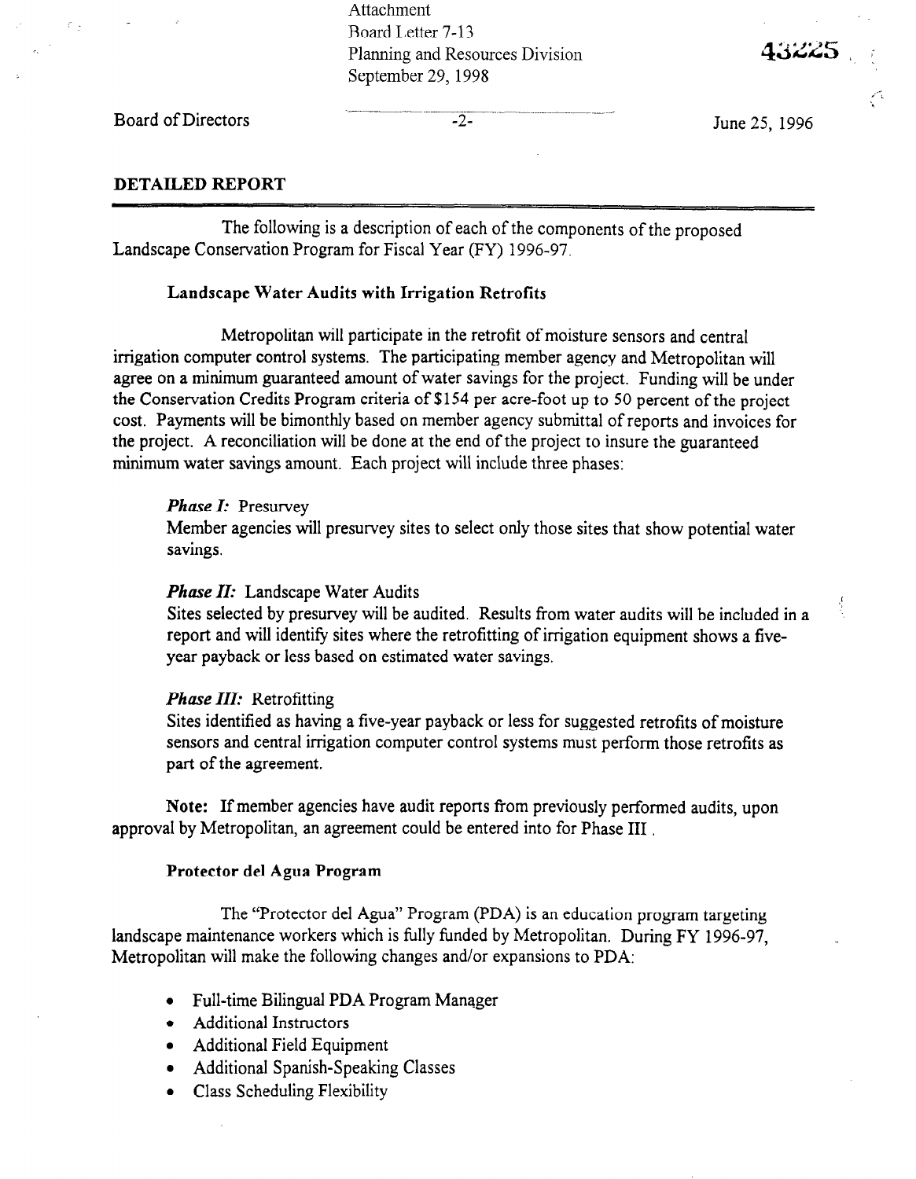Attachment
Board Letter 7-13
Planning and Resources Division
September 29, 1998

Board of Directors -2- June 25, 1996

## DETAILED REPORT

The following is a description of each of the components of the proposed Landscape Conservation Program for Fiscal Year (FY) 1996-97.

### Landscape Water Audits with Irrigation Retrofits

Metropolitan will participate in the retrofit of moisture sensors and central irrigation computer control systems. The participating member agency and Metropolitan will agree on a minimum guaranteed amount of water savings for the project. Funding will be under the Conservation Credits Program criteria of $154 per acre-foot up to 50 percent of the project cost. Payments will be bimonthly based on member agency submittal of reports and invoices for the project. A reconciliation will be done at the end of the project to insure the guaranteed minimum water savings amount. Each project will include three phases:

***Phase I:*** Presurvey
Member agencies will presurvey sites to select only those sites that show potential water savings.

***Phase II:*** Landscape Water Audits
Sites selected by presurvey will be audited. Results from water audits will be included in a report and will identify sites where the retrofitting of irrigation equipment shows a five-year payback or less based on estimated water savings.

***Phase III:*** Retrofitting
Sites identified as having a five-year payback or less for suggested retrofits of moisture sensors and central irrigation computer control systems must perform those retrofits as part of the agreement.

**Note:** If member agencies have audit reports from previously performed audits, upon approval by Metropolitan, an agreement could be entered into for Phase III .

### Protector del Agua Program

The "Protector del Agua" Program (PDA) is an education program targeting landscape maintenance workers which is fully funded by Metropolitan. During FY 1996-97, Metropolitan will make the following changes and/or expansions to PDA:

- Full-time Bilingual PDA Program Manager
- Additional Instructors
- Additional Field Equipment
- Additional Spanish-Speaking Classes
- Class Scheduling Flexibility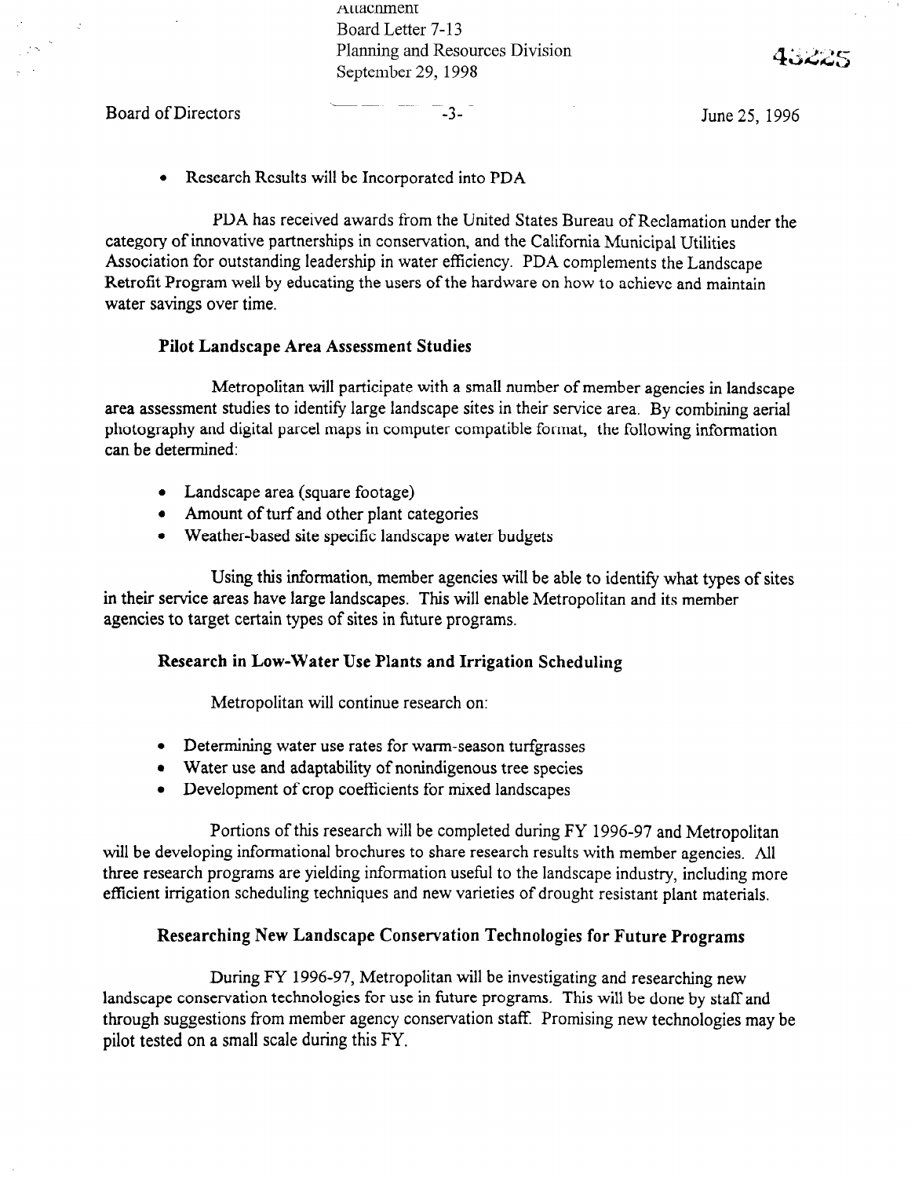- Research Results will be Incorporated into PDA

PDA has received awards from the United States Bureau of Reclamation under the category of innovative partnerships in conservation, and the California Municipal Utilities Association for outstanding leadership in water efficiency. PDA complements the Landscape Retrofit Program well by educating the users of the hardware on how to achieve and maintain water savings over time.

### Pilot Landscape Area Assessment Studies

Metropolitan will participate with a small number of member agencies in landscape area assessment studies to identify large landscape sites in their service area. By combining aerial photography and digital parcel maps in computer compatible format, the following information can be determined:

- Landscape area (square footage)
- Amount of turf and other plant categories
- Weather-based site specific landscape water budgets

Using this information, member agencies will be able to identify what types of sites in their service areas have large landscapes. This will enable Metropolitan and its member agencies to target certain types of sites in future programs.

### Research in Low-Water Use Plants and Irrigation Scheduling

Metropolitan will continue research on:

- Determining water use rates for warm-season turfgrasses
- Water use and adaptability of nonindigenous tree species
- Development of crop coefficients for mixed landscapes

Portions of this research will be completed during FY 1996-97 and Metropolitan will be developing informational brochures to share research results with member agencies. All three research programs are yielding information useful to the landscape industry, including more efficient irrigation scheduling techniques and new varieties of drought resistant plant materials.

### Researching New Landscape Conservation Technologies for Future Programs

During FY 1996-97, Metropolitan will be investigating and researching new landscape conservation technologies for use in future programs. This will be done by staff and through suggestions from member agency conservation staff. Promising new technologies may be pilot tested on a small scale during this FY.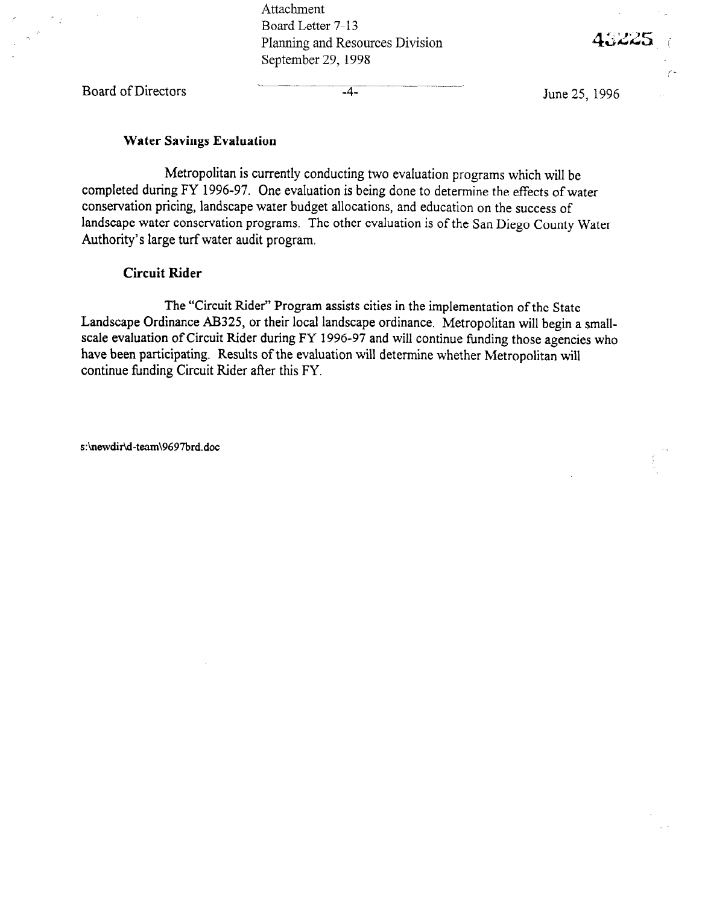### Water Savings Evaluation

Metropolitan is currently conducting two evaluation programs which will be completed during FY 1996-97. One evaluation is being done to determine the effects of water conservation pricing, landscape water budget allocations, and education on the success of landscape water conservation programs. The other evaluation is of the San Diego County Water Authority's large turf water audit program.

### Circuit Rider

The "Circuit Rider" Program assists cities in the implementation of the State Landscape Ordinance AB325, or their local landscape ordinance. Metropolitan will begin a small-scale evaluation of Circuit Rider during FY 1996-97 and will continue funding those agencies who have been participating. Results of the evaluation will determine whether Metropolitan will continue funding Circuit Rider after this FY.

s:\newdir\d-team\9697brd.doc